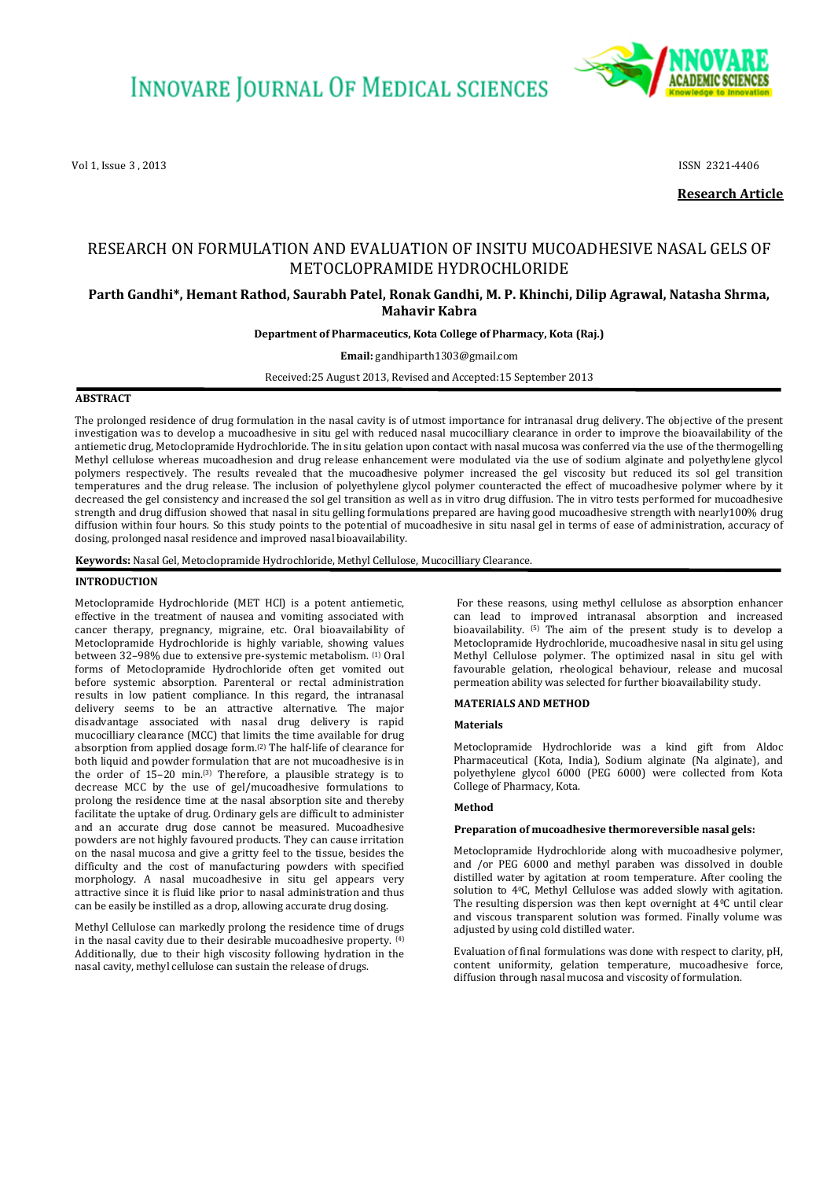**Research Article**

# RESEARCH ON FORMULATION AND EVALUATION OF INSITU MUCOADHESIVE NASAL GELS OF METOCLOPRAMIDE HYDROCHLORIDE

**Parth Gandhi*, Hemant Rathod, Saurabh Patel, Ronak Gandhi, M. P. Khinchi, Dilip Agrawal, Natasha Shrma, Mahavir Kabra**

**Department of Pharmaceutics, Kota College of Pharmacy, Kota (Raj.)**

**Email:** gandhiparth1303@gmail.com

Received:25 August 2013, Revised and Accepted:15 September 2013

## ABSTRACT

The prolonged residence of drug formulation in the nasal cavity is of utmost importance for intranasal drug delivery. The objective of the present investigation was to develop a mucoadhesive in situ gel with reduced nasal mucocilliary clearance in order to improve the bioavailability of the antiemetic drug, Metoclopramide Hydrochloride. The in situ gelation upon contact with nasal mucosa was conferred via the use of the thermogelling Methyl cellulose whereas mucoadhesion and drug release enhancement were modulated via the use of sodium alginate and polyethylene glycol polymers respectively. The results revealed that the mucoadhesive polymer increased the gel viscosity but reduced its sol gel transition temperatures and the drug release. The inclusion of polyethylene glycol polymer counteracted the effect of mucoadhesive polymer where by it decreased the gel consistency and increased the sol gel transition as well as in vitro drug diffusion. The in vitro tests performed for mucoadhesive strength and drug diffusion showed that nasal in situ gelling formulations prepared are having good mucoadhesive strength with nearly100% drug diffusion within four hours. So this study points to the potential of mucoadhesive in situ nasal gel in terms of ease of administration, accuracy of dosing, prolonged nasal residence and improved nasal bioavailability.

**Keywords:** Nasal Gel, Metoclopramide Hydrochloride, Methyl Cellulose, Mucocilliary Clearance.

## INTRODUCTION

Metoclopramide Hydrochloride (MET HCl) is a potent antiemetic, effective in the treatment of nausea and vomiting associated with cancer therapy, pregnancy, migraine, etc. Oral bioavailability of Metoclopramide Hydrochloride is highly variable, showing values between 32–98% due to extensive pre-systemic metabolism. [1] Oral forms of Metoclopramide Hydrochloride often get vomited out before systemic absorption. Parenteral or rectal administration results in low patient compliance. In this regard, the intranasal delivery seems to be an attractive alternative. The major disadvantage associated with nasal drug delivery is rapid mucocilliary clearance (MCC) that limits the time available for drug absorption from applied dosage form.[2] The half-life of clearance for both liquid and powder formulation that are not mucoadhesive is in the order of 15–20 min.[3] Therefore, a plausible strategy is to decrease MCC by the use of gel/mucoadhesive formulations to prolong the residence time at the nasal absorption site and thereby facilitate the uptake of drug. Ordinary gels are difficult to administer and an accurate drug dose cannot be measured. Mucoadhesive powders are not highly favoured products. They can cause irritation on the nasal mucosa and give a gritty feel to the tissue, besides the difficulty and the cost of manufacturing powders with specified morphology. A nasal mucoadhesive in situ gel appears very attractive since it is fluid like prior to nasal administration and thus can be easily be instilled as a drop, allowing accurate drug dosing.

Methyl Cellulose can markedly prolong the residence time of drugs in the nasal cavity due to their desirable mucoadhesive property. [4] Additionally, due to their high viscosity following hydration in the nasal cavity, methyl cellulose can sustain the release of drugs.

For these reasons, using methyl cellulose as absorption enhancer can lead to improved intranasal absorption and increased bioavailability. [5] The aim of the present study is to develop a Metoclopramide Hydrochloride, mucoadhesive nasal in situ gel using Methyl Cellulose polymer. The optimized nasal in situ gel with favourable gelation, rheological behaviour, release and mucosal permeation ability was selected for further bioavailability study.

## MATERIALS AND METHOD

### Materials

Metoclopramide Hydrochloride was a kind gift from Aldoc Pharmaceutical (Kota, India), Sodium alginate (Na alginate), and polyethylene glycol 6000 (PEG 6000) were collected from Kota College of Pharmacy, Kota.

### Method

#### Preparation of mucoadhesive thermoreversible nasal gels:

Metoclopramide Hydrochloride along with mucoadhesive polymer, and /or PEG 6000 and methyl paraben was dissolved in double distilled water by agitation at room temperature. After cooling the solution to $4^0$C, Methyl Cellulose was added slowly with agitation. The resulting dispersion was then kept overnight at $4^0$C until clear and viscous transparent solution was formed. Finally volume was adjusted by using cold distilled water.

Evaluation of final formulations was done with respect to clarity, pH, content uniformity, gelation temperature, mucoadhesive force, diffusion through nasal mucosa and viscosity of formulation.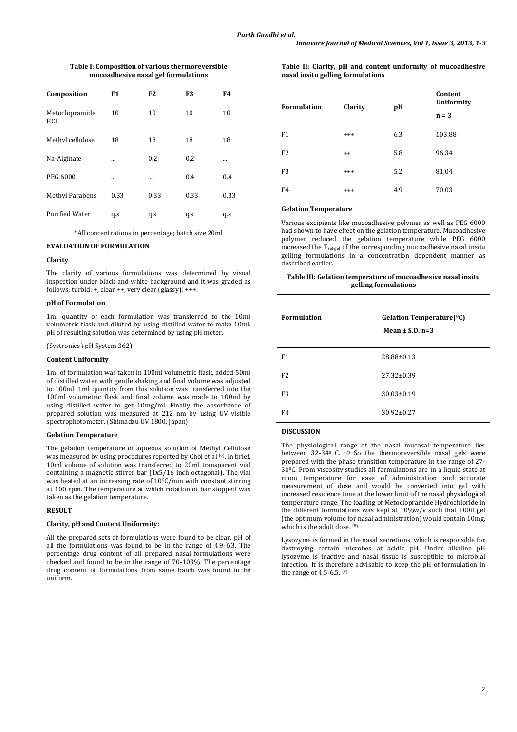**Table I: Composition of various thermoreversible mucoadhesive nasal gel formulations**

| Composition | F1 | F2 | F3 | F4 |
|---|---|---|---|---|
| Metoclopramide HCl | 10 | 10 | 10 | 10 |
| Methyl cellulose | 18 | 18 | 18 | 18 |
| Na-Alginate | ... | 0.2 | 0.2 | ... |
| PEG 6000 | ... | ... | 0.4 | 0.4 |
| Methyl Parabens | 0.33 | 0.33 | 0.33 | 0.33 |
| Purified Water | q.s | q.s | q.s | q.s |

*All concentrations in percentage; batch size 20ml

### EVALUATION OF FORMULATION

#### Clarity

The clarity of various formulations was determined by visual inspection under black and white background and it was graded as follows; turbid: +, clear ++, very clear (glassy): +++.

#### pH of Formulation

1ml quantity of each formulation was transferred to the 10ml volumetric flask and diluted by using distilled water to make 10ml. pH of resulting solution was determined by using pH meter.

(Systronics ì pH System 362)

#### Content Uniformity

1ml of formulation was taken in 100ml volumetric flask, added 50ml of distilled water with gentle shaking and final volume was adjusted to 100ml. 1ml quantity from this solution was transferred into the 100ml volumetric flask and final volume was made to 100ml by using distilled water to get 10mg/ml. Finally the absorbance of prepared solution was measured at 212 nm by using UV visible spectrophotometer. (Shimadzu UV 1800, Japan)

#### Gelation Temperature

The gelation temperature of aqueous solution of Methyl Cellulose was measured by using procedures reported by Choi et al [6]. In brief, 10ml volume of solution was transferred to 20ml transparent vial containing a magnetic stirrer bar (1x5/16 inch octagonal). The vial was heated at an increasing rate of 10°C/min with constant stirring at 100 rpm. The temperature at which rotation of bar stopped was taken as the gelation temperature.

### RESULT

#### Clarity, pH and Content Uniformity:

All the prepared sets of formulations were found to be clear. pH of all the formulations was found to be in the range of 4.9-6.3. The percentage drug content of all prepared nasal formulations were checked and found to be in the range of 70-103%. The percentage drug content of formulations from same batch was found to be uniform.

**Table II: Clarity, pH and content uniformity of mucoadhesive nasal insitu gelling formulations**

| Formulation | Clarity | pH | Content Uniformity n = 3 |
|---|---|---|---|
| F1 | +++ | 6.3 | 103.88 |
| F2 | ++ | 5.8 | 96.34 |
| F3 | +++ | 5.2 | 81.04 |
| F4 | +++ | 4.9 | 70.03 |

#### Gelation Temperature

Various excipients like mucoadhesive polymer as well as PEG 6000 had shown to have effect on the gelation temperature. Mucoadhesive polymer reduced the gelation temperature while PEG 6000 increased the $T_{sol\text{-}gel}$ of the corresponding mucoadhesive nasal insitu gelling formulations in a concentration dependent manner as described earlier.

**Table III: Gelation temperature of mucoadhesive nasal insitu gelling formulations**

| Formulation | Gelation Temperature(⁰C) Mean ± S.D. n=3 |
|---|---|
| F1 | 28.88±0.13 |
| F2 | 27.32±0.39 |
| F3 | 30.03±0.19 |
| F4 | 30.92±0.27 |

### DISCUSSION

The physiological range of the nasal mucosal temperature lies between 32-34⁰ C. [7] So the thermoreversible nasal gels were prepared with the phase transition temperature in the range of 27-30⁰C. From viscosity studies all formulations are in a liquid state at room temperature for ease of administration and accurate measurement of dose and would be converted into gel with increased residence time at the lower limit of the nasal physiological temperature range. The loading of Metoclopramide Hydrochloride in the different formulations was kept at 10%w/v such that 100il gel (the optimum volume for nasal administration) would contain 10mg, which is the adult dose. [8]

Lysozyme is formed in the nasal secretions, which is responsible for destroying certain microbes at acidic pH. Under alkaline pH lysozyme is inactive and nasal tissue is susceptible to microbial infection. It is therefore advisable to keep the pH of formulation in the range of 4.5-6.5. [9]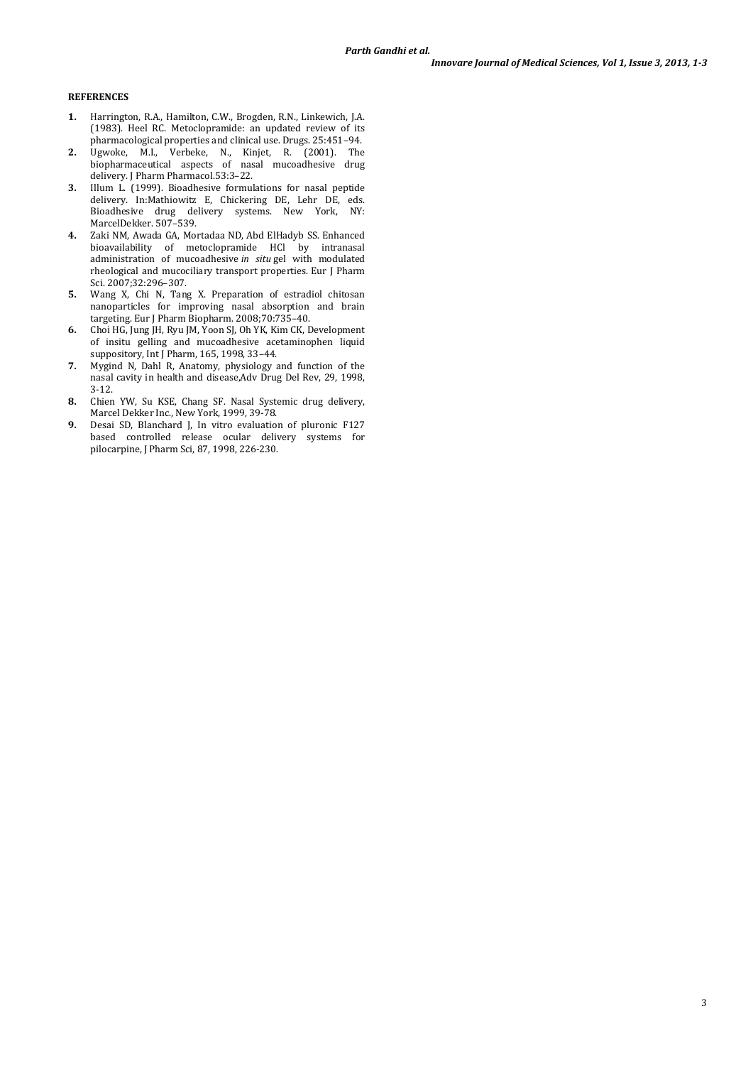**REFERENCES**

1. Harrington, R.A., Hamilton, C.W., Brogden, R.N., Linkewich, J.A. (1983). Heel RC. Metoclopramide: an updated review of its pharmacological properties and clinical use. Drugs. 25:451–94.
2. Ugwoke, M.I., Verbeke, N., Kinjet, R. (2001). The biopharmaceutical aspects of nasal mucoadhesive drug delivery. J Pharm Pharmacol.53:3–22.
3. Illum L. (1999). Bioadhesive formulations for nasal peptide delivery. In:Mathiowitz E, Chickering DE, Lehr DE, eds. Bioadhesive drug delivery systems. New York, NY: MarcelDekker. 507–539.
4. Zaki NM, Awada GA, Mortadaa ND, Abd ElHadyb SS. Enhanced bioavailability of metoclopramide HCl by intranasal administration of mucoadhesive *in situ* gel with modulated rheological and mucociliary transport properties. Eur J Pharm Sci. 2007;32:296–307.
5. Wang X, Chi N, Tang X. Preparation of estradiol chitosan nanoparticles for improving nasal absorption and brain targeting. Eur J Pharm Biopharm. 2008;70:735–40.
6. Choi HG, Jung JH, Ryu JM, Yoon SJ, Oh YK, Kim CK, Development of insitu gelling and mucoadhesive acetaminophen liquid suppository, Int J Pharm, 165, 1998, 33–44.
7. Mygind N, Dahl R, Anatomy, physiology and function of the nasal cavity in health and disease,Adv Drug Del Rev, 29, 1998, 3-12.
8. Chien YW, Su KSE, Chang SF. Nasal Systemic drug delivery, Marcel Dekker Inc., New York, 1999, 39-78.
9. Desai SD, Blanchard J, In vitro evaluation of pluronic F127 based controlled release ocular delivery systems for pilocarpine, J Pharm Sci, 87, 1998, 226-230.